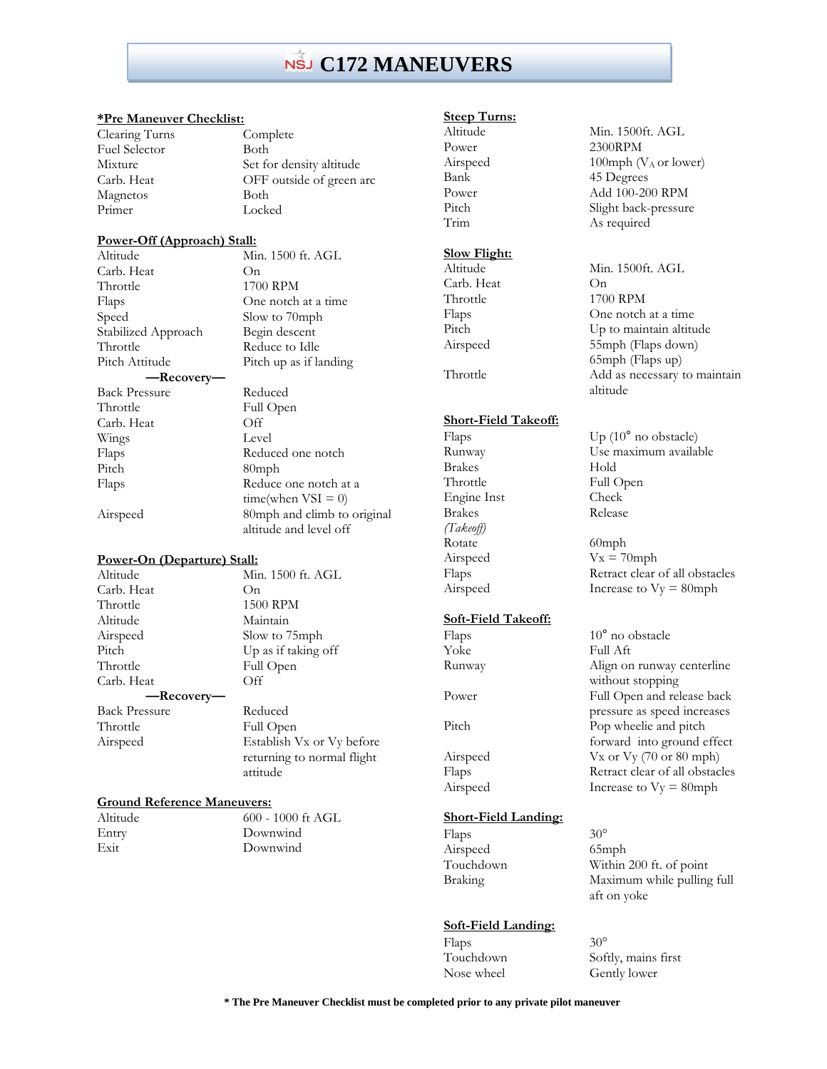# C172 MANEUVERS

**\*Pre Maneuver Checklist:**

| | |
|---|---|
| Clearing Turns | Complete |
| Fuel Selector | Both |
| Mixture | Set for density altitude |
| Carb. Heat | OFF outside of green arc |
| Magnetos | Both |
| Primer | Locked |

**Power-Off (Approach) Stall:**

| | |
|---|---|
| Altitude | Min. 1500 ft. AGL |
| Carb. Heat | On |
| Throttle | 1700 RPM |
| Flaps | One notch at a time |
| Speed | Slow to 70mph |
| Stabilized Approach | Begin descent |
| Throttle | Reduce to Idle |
| Pitch Attitude | Pitch up as if landing |
| **—Recovery—** | |
| Back Pressure | Reduced |
| Throttle | Full Open |
| Carb. Heat | Off |
| Wings | Level |
| Flaps | Reduced one notch |
| Pitch | 80mph |
| Flaps | Reduce one notch at a time(when VSI = 0) |
| Airspeed | 80mph and climb to original altitude and level off |

**Power-On (Departure) Stall:**

| | |
|---|---|
| Altitude | Min. 1500 ft. AGL |
| Carb. Heat | On |
| Throttle | 1500 RPM |
| Altitude | Maintain |
| Airspeed | Slow to 75mph |
| Pitch | Up as if taking off |
| Throttle | Full Open |
| Carb. Heat | Off |
| **—Recovery—** | |
| Back Pressure | Reduced |
| Throttle | Full Open |
| Airspeed | Establish Vx or Vy before returning to normal flight attitude |

**Ground Reference Maneuvers:**

| | |
|---|---|
| Altitude | 600 - 1000 ft AGL |
| Entry | Downwind |
| Exit | Downwind |

**Steep Turns:**

| | |
|---|---|
| Altitude | Min. 1500ft. AGL |
| Power | 2300RPM |
| Airspeed | 100mph ($V_A$ or lower) |
| Bank | 45 Degrees |
| Power | Add 100-200 RPM |
| Pitch | Slight back-pressure |
| Trim | As required |

**Slow Flight:**

| | |
|---|---|
| Altitude | Min. 1500ft. AGL |
| Carb. Heat | On |
| Throttle | 1700 RPM |
| Flaps | One notch at a time |
| Pitch | Up to maintain altitude |
| Airspeed | 55mph (Flaps down) 65mph (Flaps up) |
| Throttle | Add as necessary to maintain altitude |

**Short-Field Takeoff:**

| | |
|---|---|
| Flaps | Up (10° no obstacle) |
| Runway | Use maximum available |
| Brakes | Hold |
| Throttle | Full Open |
| Engine Inst | Check |
| Brakes | Release |
| *(Takeoff)* | |
| Rotate | 60mph |
| Airspeed | Vx = 70mph |
| Flaps | Retract clear of all obstacles |
| Airspeed | Increase to Vy = 80mph |

**Soft-Field Takeoff:**

| | |
|---|---|
| Flaps | 10° no obstacle |
| Yoke | Full Aft |
| Runway | Align on runway centerline without stopping |
| Power | Full Open and release back pressure as speed increases |
| Pitch | Pop wheelie and pitch forward into ground effect |
| Airspeed | Vx or Vy (70 or 80 mph) |
| Flaps | Retract clear of all obstacles |
| Airspeed | Increase to Vy = 80mph |

**Short-Field Landing:**

| | |
|---|---|
| Flaps | 30° |
| Airspeed | 65mph |
| Touchdown | Within 200 ft. of point |
| Braking | Maximum while pulling full aft on yoke |

**Soft-Field Landing:**

| | |
|---|---|
| Flaps | 30° |
| Touchdown | Softly, mains first |
| Nose wheel | Gently lower |

**\* The Pre Maneuver Checklist must be completed prior to any private pilot maneuver**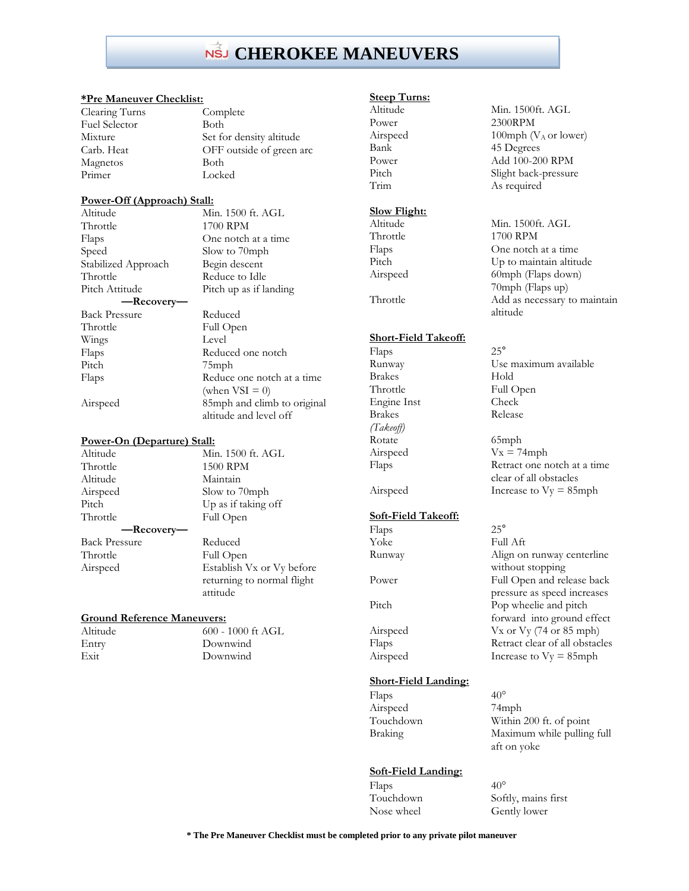# CHEROKEE MANEUVERS

**\*Pre Maneuver Checklist:**

| | |
|---|---|
| Clearing Turns | Complete |
| Fuel Selector | Both |
| Mixture | Set for density altitude |
| Carb. Heat | OFF outside of green arc |
| Magnetos | Both |
| Primer | Locked |

**Power-Off (Approach) Stall:**

| | |
|---|---|
| Altitude | Min. 1500 ft. AGL |
| Throttle | 1700 RPM |
| Flaps | One notch at a time |
| Speed | Slow to 70mph |
| Stabilized Approach | Begin descent |
| Throttle | Reduce to Idle |
| Pitch Attitude | Pitch up as if landing |
| **—Recovery—** | |
| Back Pressure | Reduced |
| Throttle | Full Open |
| Wings | Level |
| Flaps | Reduced one notch |
| Pitch | 75mph |
| Flaps | Reduce one notch at a time (when VSI = 0) |
| Airspeed | 85mph and climb to original altitude and level off |

**Power-On (Departure) Stall:**

| | |
|---|---|
| Altitude | Min. 1500 ft. AGL |
| Throttle | 1500 RPM |
| Altitude | Maintain |
| Airspeed | Slow to 70mph |
| Pitch | Up as if taking off |
| Throttle | Full Open |
| **—Recovery—** | |
| Back Pressure | Reduced |
| Throttle | Full Open |
| Airspeed | Establish Vx or Vy before returning to normal flight attitude |

**Ground Reference Maneuvers:**

| | |
|---|---|
| Altitude | 600 - 1000 ft AGL |
| Entry | Downwind |
| Exit | Downwind |

**Steep Turns:**

| | |
|---|---|
| Altitude | Min. 1500ft. AGL |
| Power | 2300RPM |
| Airspeed | 100mph ($V_A$ or lower) |
| Bank | 45 Degrees |
| Power | Add 100-200 RPM |
| Pitch | Slight back-pressure |
| Trim | As required |

**Slow Flight:**

| | |
|---|---|
| Altitude | Min. 1500ft. AGL |
| Throttle | 1700 RPM |
| Flaps | One notch at a time |
| Pitch | Up to maintain altitude |
| Airspeed | 60mph (Flaps down)<br>70mph (Flaps up) |
| Throttle | Add as necessary to maintain altitude |

**Short-Field Takeoff:**

| | |
|---|---|
| Flaps | 25° |
| Runway | Use maximum available |
| Brakes | Hold |
| Throttle | Full Open |
| Engine Inst | Check |
| Brakes | Release |
| *(Takeoff)* | |
| Rotate | 65mph |
| Airspeed | Vx = 74mph |
| Flaps | Retract one notch at a time clear of all obstacles |
| Airspeed | Increase to Vy = 85mph |

**Soft-Field Takeoff:**

| | |
|---|---|
| Flaps | 25° |
| Yoke | Full Aft |
| Runway | Align on runway centerline without stopping |
| Power | Full Open and release back pressure as speed increases |
| Pitch | Pop wheelie and pitch forward into ground effect |
| Airspeed | Vx or Vy (74 or 85 mph) |
| Flaps | Retract clear of all obstacles |
| Airspeed | Increase to Vy = 85mph |

**Short-Field Landing:**

| | |
|---|---|
| Flaps | 40° |
| Airspeed | 74mph |
| Touchdown | Within 200 ft. of point |
| Braking | Maximum while pulling full aft on yoke |

**Soft-Field Landing:**

| | |
|---|---|
| Flaps | 40° |
| Touchdown | Softly, mains first |
| Nose wheel | Gently lower |

**\* The Pre Maneuver Checklist must be completed prior to any private pilot maneuver**